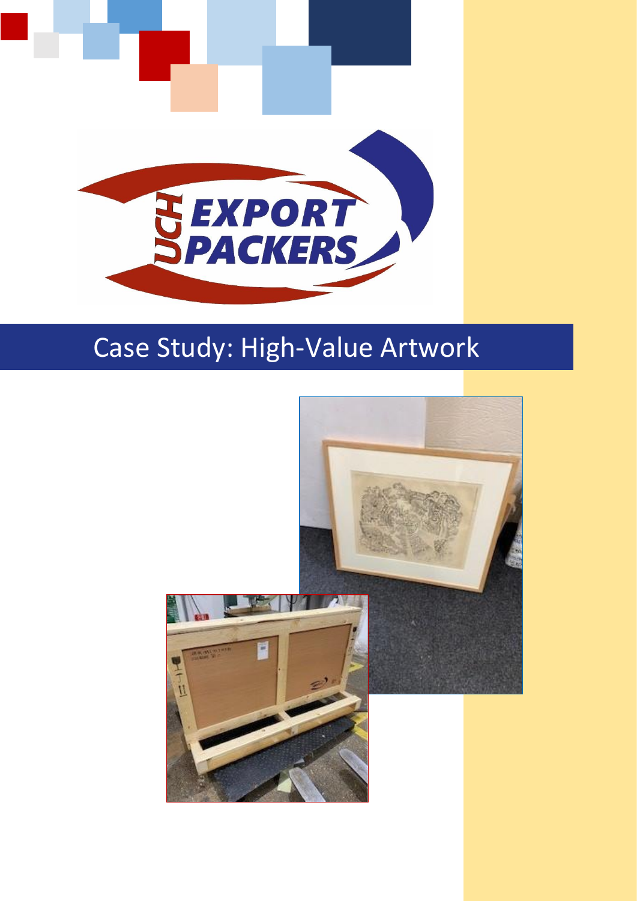# Case Study: High-Value Artwork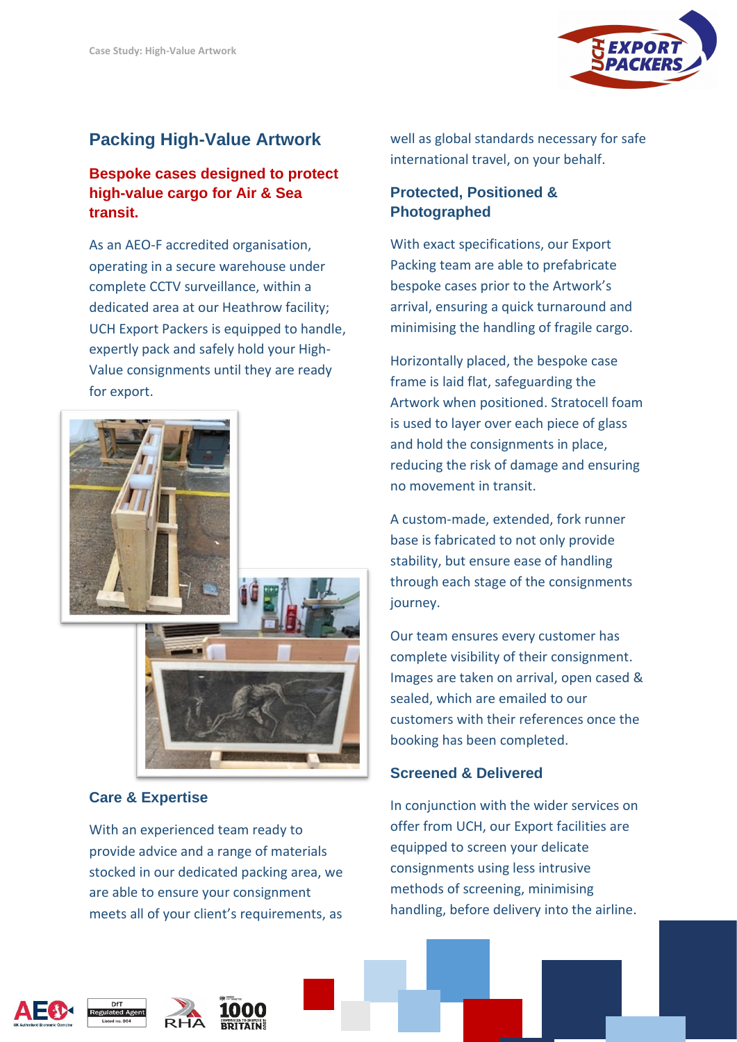# Packing High-Value Artwork

**Bespoke cases designed to protect high-value cargo for Air & Sea transit.**

As an AEO-F accredited organisation, operating in a secure warehouse under complete CCTV surveillance, within a dedicated area at our Heathrow facility; UCH Export Packers is equipped to handle, expertly pack and safely hold your High-Value consignments until they are ready for export.

## Care & Expertise

With an experienced team ready to provide advice and a range of materials stocked in our dedicated packing area, we are able to ensure your consignment meets all of your client's requirements, as well as global standards necessary for safe international travel, on your behalf.

## Protected, Positioned & Photographed

With exact specifications, our Export Packing team are able to prefabricate bespoke cases prior to the Artwork's arrival, ensuring a quick turnaround and minimising the handling of fragile cargo.

Horizontally placed, the bespoke case frame is laid flat, safeguarding the Artwork when positioned. Stratocell foam is used to layer over each piece of glass and hold the consignments in place, reducing the risk of damage and ensuring no movement in transit.

A custom-made, extended, fork runner base is fabricated to not only provide stability, but ensure ease of handling through each stage of the consignments journey.

Our team ensures every customer has complete visibility of their consignment. Images are taken on arrival, open cased & sealed, which are emailed to our customers with their references once the booking has been completed.

## Screened & Delivered

In conjunction with the wider services on offer from UCH, our Export facilities are equipped to screen your delicate consignments using less intrusive methods of screening, minimising handling, before delivery into the airline.